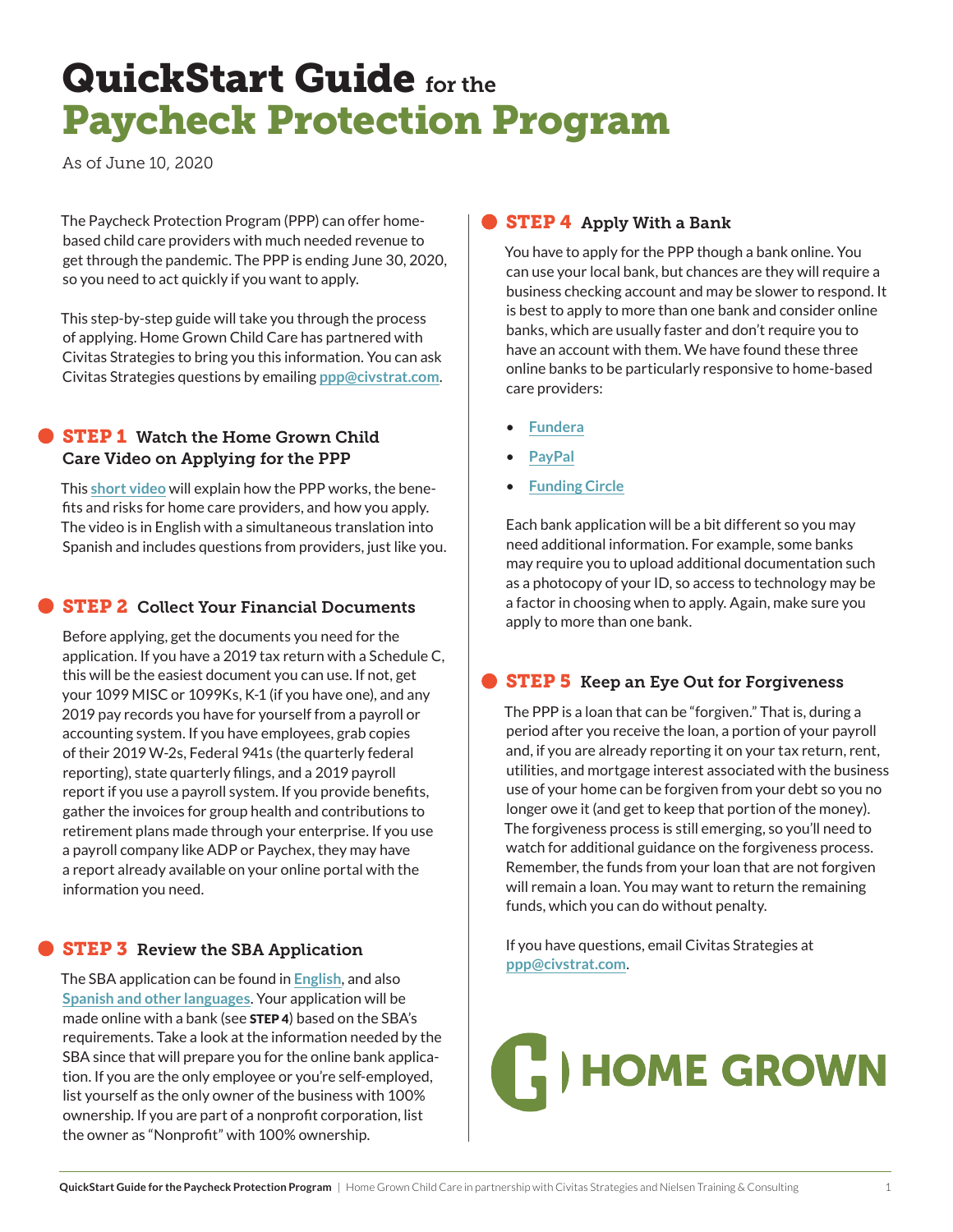# QuickStart Guide for the Paycheck Protection Program

As of June 10, 2020

The Paycheck Protection Program (PPP) can offer home-based child care providers with much needed revenue to get through the pandemic. The PPP is ending June 30, 2020, so you need to act quickly if you want to apply.

This step-by-step guide will take you through the process of applying. Home Grown Child Care has partnered with Civitas Strategies to bring you this information. You can ask Civitas Strategies questions by emailing **ppp@civstrat.com**.

## STEP 1 Watch the Home Grown Child Care Video on Applying for the PPP

This **short video** will explain how the PPP works, the benefits and risks for home care providers, and how you apply. The video is in English with a simultaneous translation into Spanish and includes questions from providers, just like you.

## STEP 2 Collect Your Financial Documents

Before applying, get the documents you need for the application. If you have a 2019 tax return with a Schedule C, this will be the easiest document you can use. If not, get your 1099 MISC or 1099Ks, K-1 (if you have one), and any 2019 pay records you have for yourself from a payroll or accounting system. If you have employees, grab copies of their 2019 W-2s, Federal 941s (the quarterly federal reporting), state quarterly filings, and a 2019 payroll report if you use a payroll system. If you provide benefits, gather the invoices for group health and contributions to retirement plans made through your enterprise. If you use a payroll company like ADP or Paychex, they may have a report already available on your online portal with the information you need.

## STEP 3 Review the SBA Application

The SBA application can be found in **English**, and also **Spanish and other languages**. Your application will be made online with a bank (see **STEP 4**) based on the SBA's requirements. Take a look at the information needed by the SBA since that will prepare you for the online bank application. If you are the only employee or you're self-employed, list yourself as the only owner of the business with 100% ownership. If you are part of a nonprofit corporation, list the owner as "Nonprofit" with 100% ownership.

## STEP 4 Apply With a Bank

You have to apply for the PPP though a bank online. You can use your local bank, but chances are they will require a business checking account and may be slower to respond. It is best to apply to more than one bank and consider online banks, which are usually faster and don't require you to have an account with them. We have found these three online banks to be particularly responsive to home-based care providers:

- **Fundera**
- **PayPal**
- **Funding Circle**

Each bank application will be a bit different so you may need additional information. For example, some banks may require you to upload additional documentation such as a photocopy of your ID, so access to technology may be a factor in choosing when to apply. Again, make sure you apply to more than one bank.

## STEP 5 Keep an Eye Out for Forgiveness

The PPP is a loan that can be "forgiven." That is, during a period after you receive the loan, a portion of your payroll and, if you are already reporting it on your tax return, rent, utilities, and mortgage interest associated with the business use of your home can be forgiven from your debt so you no longer owe it (and get to keep that portion of the money). The forgiveness process is still emerging, so you'll need to watch for additional guidance on the forgiveness process. Remember, the funds from your loan that are not forgiven will remain a loan. You may want to return the remaining funds, which you can do without penalty.

If you have questions, email Civitas Strategies at **ppp@civstrat.com**.

HOME GROWN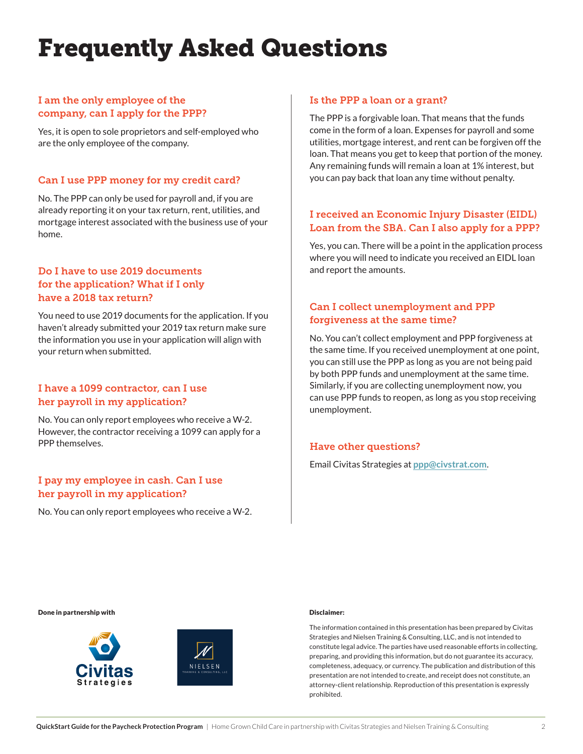# Frequently Asked Questions

### I am the only employee of the company, can I apply for the PPP?

Yes, it is open to sole proprietors and self-employed who are the only employee of the company.

### Can I use PPP money for my credit card?

No. The PPP can only be used for payroll and, if you are already reporting it on your tax return, rent, utilities, and mortgage interest associated with the business use of your home.

### Do I have to use 2019 documents for the application? What if I only have a 2018 tax return?

You need to use 2019 documents for the application. If you haven't already submitted your 2019 tax return make sure the information you use in your application will align with your return when submitted.

### I have a 1099 contractor, can I use her payroll in my application?

No. You can only report employees who receive a W-2. However, the contractor receiving a 1099 can apply for a PPP themselves.

### I pay my employee in cash. Can I use her payroll in my application?

No. You can only report employees who receive a W-2.

### Is the PPP a loan or a grant?

The PPP is a forgivable loan. That means that the funds come in the form of a loan. Expenses for payroll and some utilities, mortgage interest, and rent can be forgiven off the loan. That means you get to keep that portion of the money. Any remaining funds will remain a loan at 1% interest, but you can pay back that loan any time without penalty.

### I received an Economic Injury Disaster (EIDL) Loan from the SBA. Can I also apply for a PPP?

Yes, you can. There will be a point in the application process where you will need to indicate you received an EIDL loan and report the amounts.

### Can I collect unemployment and PPP forgiveness at the same time?

No. You can't collect employment and PPP forgiveness at the same time. If you received unemployment at one point, you can still use the PPP as long as you are not being paid by both PPP funds and unemployment at the same time. Similarly, if you are collecting unemployment now, you can use PPP funds to reopen, as long as you stop receiving unemployment.

### Have other questions?

Email Civitas Strategies at **ppp@civstrat.com**.

**Done in partnership with**

Civitas Strategies

NIELSEN TRAINING & CONSULTING, LLC

**Disclaimer:**

The information contained in this presentation has been prepared by Civitas Strategies and Nielsen Training & Consulting, LLC, and is not intended to constitute legal advice. The parties have used reasonable efforts in collecting, preparing, and providing this information, but do not guarantee its accuracy, completeness, adequacy, or currency. The publication and distribution of this presentation are not intended to create, and receipt does not constitute, an attorney-client relationship. Reproduction of this presentation is expressly prohibited.